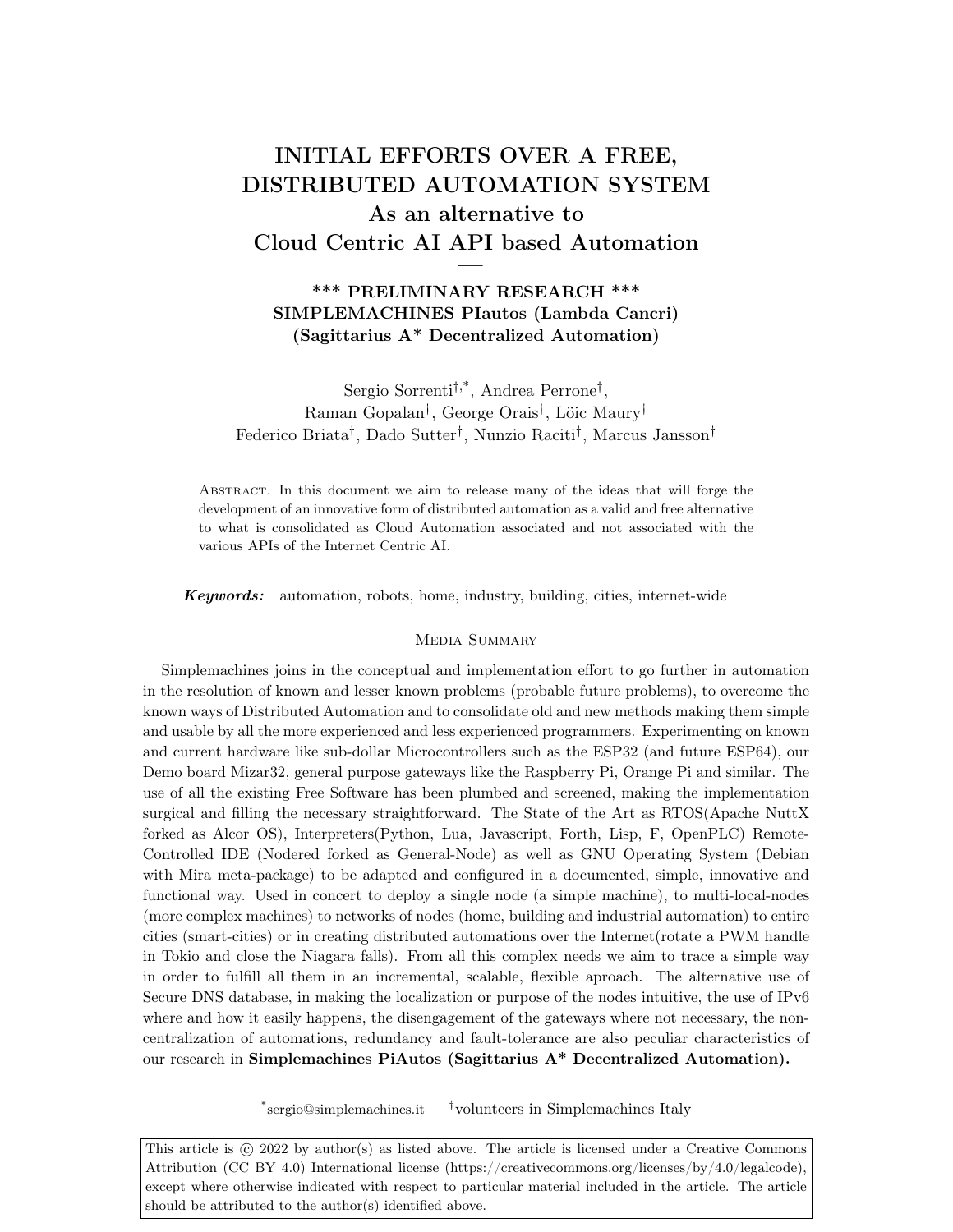# INITIAL EFFORTS OVER A FREE, DISTRIBUTED AUTOMATION SYSTEM
## As an alternative to Cloud Centric AI API based Automation

—

**\*\*\* PRELIMINARY RESEARCH \*\*\***
**SIMPLEMACHINES PIautos (Lambda Cancri)**
**(Sagittarius A\* Decentralized Automation)**

Sergio Sorrenti[†,*], Andrea Perrone[†], Raman Gopalan[†], George Orais[†], Löic Maury[†] Federico Briata[†], Dado Sutter[†], Nunzio Raciti[†], Marcus Jansson[†]

Abstract. In this document we aim to release many of the ideas that will forge the development of an innovative form of distributed automation as a valid and free alternative to what is consolidated as Cloud Automation associated and not associated with the various APIs of the Internet Centric AI.

***Keywords:*** automation, robots, home, industry, building, cities, internet-wide

### Media Summary

Simplemachines joins in the conceptual and implementation effort to go further in automation in the resolution of known and lesser known problems (probable future problems), to overcome the known ways of Distributed Automation and to consolidate old and new methods making them simple and usable by all the more experienced and less experienced programmers. Experimenting on known and current hardware like sub-dollar Microcontrollers such as the ESP32 (and future ESP64), our Demo board Mizar32, general purpose gateways like the Raspberry Pi, Orange Pi and similar. The use of all the existing Free Software has been plumbed and screened, making the implementation surgical and filling the necessary straightforward. The State of the Art as RTOS(Apache NuttX forked as Alcor OS), Interpreters(Python, Lua, Javascript, Forth, Lisp, F, OpenPLC) Remote-Controlled IDE (Nodered forked as General-Node) as well as GNU Operating System (Debian with Mira meta-package) to be adapted and configured in a documented, simple, innovative and functional way. Used in concert to deploy a single node (a simple machine), to multi-local-nodes (more complex machines) to networks of nodes (home, building and industrial automation) to entire cities (smart-cities) or in creating distributed automations over the Internet(rotate a PWM handle in Tokio and close the Niagara falls). From all this complex needs we aim to trace a simple way in order to fulfill all them in an incremental, scalable, flexible aproach. The alternative use of Secure DNS database, in making the localization or purpose of the nodes intuitive, the use of IPv6 where and how it easily happens, the disengagement of the gateways where not necessary, the non-centralization of automations, redundancy and fault-tolerance are also peculiar characteristics of our research in **Simplemachines PiAutos (Sagittarius A\* Decentralized Automation).**

— [*]sergio@simplemachines.it — [†]volunteers in Simplemachines Italy —

This article is © 2022 by author(s) as listed above. The article is licensed under a Creative Commons Attribution (CC BY 4.0) International license (https://creativecommons.org/licenses/by/4.0/legalcode), except where otherwise indicated with respect to particular material included in the article. The article should be attributed to the author(s) identified above.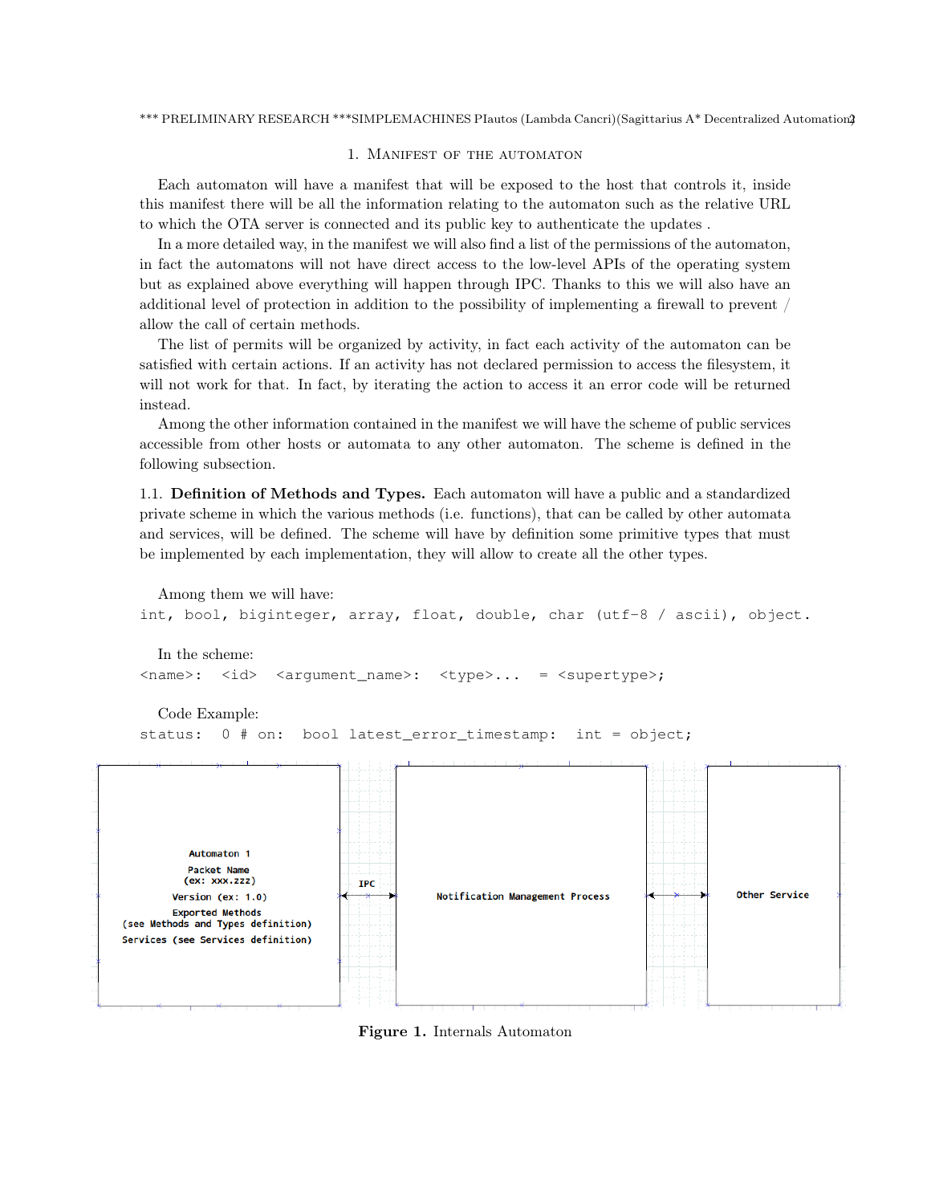## 1. Manifest of the automaton

Each automaton will have a manifest that will be exposed to the host that controls it, inside this manifest there will be all the information relating to the automaton such as the relative URL to which the OTA server is connected and its public key to authenticate the updates .

In a more detailed way, in the manifest we will also find a list of the permissions of the automaton, in fact the automatons will not have direct access to the low-level APIs of the operating system but as explained above everything will happen through IPC. Thanks to this we will also have an additional level of protection in addition to the possibility of implementing a firewall to prevent / allow the call of certain methods.

The list of permits will be organized by activity, in fact each activity of the automaton can be satisfied with certain actions. If an activity has not declared permission to access the filesystem, it will not work for that. In fact, by iterating the action to access it an error code will be returned instead.

Among the other information contained in the manifest we will have the scheme of public services accessible from other hosts or automata to any other automaton. The scheme is defined in the following subsection.

### 1.1. Definition of Methods and Types.

Each automaton will have a public and a standardized private scheme in which the various methods (i.e. functions), that can be called by other automata and services, will be defined. The scheme will have by definition some primitive types that must be implemented by each implementation, they will allow to create all the other types.

Among them we will have:

`int, bool, biginteger, array, float, double, char (utf-8 / ascii), object.`

In the scheme:

```
<name>: <id> <argument_name>: <type>... = <supertype>;
```

Code Example:

```
status: 0 # on: bool latest_error_timestamp: int = object;
```

Automaton 1
Packet Name
(ex: xxx.zzz)
Version (ex: 1.0)
Exported Methods
(see Methods and Types definition)
Services (see Services definition)

IPC

Notification Management Process

Other Service

**Figure 1.** Internals Automaton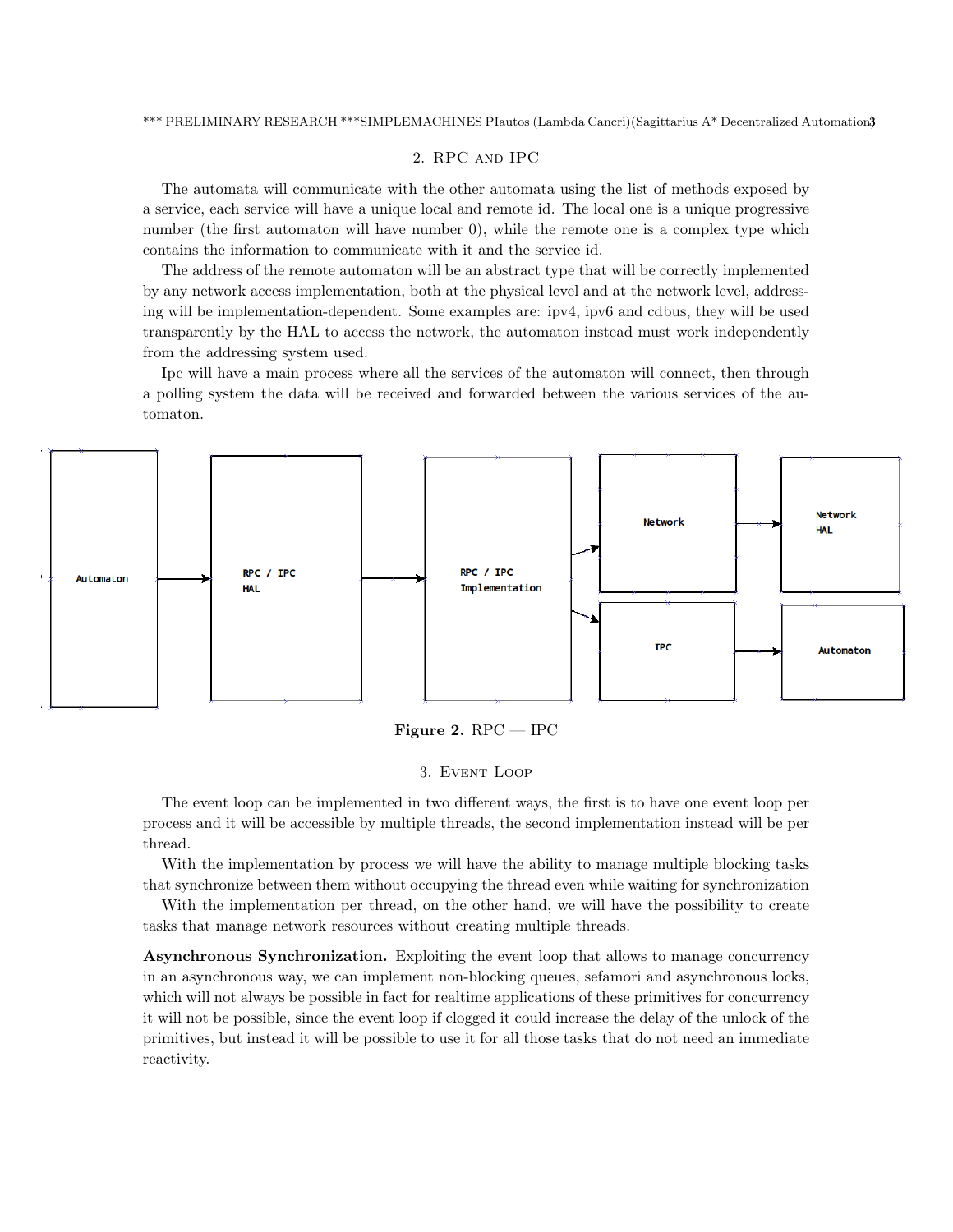## 2. RPC and IPC

The automata will communicate with the other automata using the list of methods exposed by a service, each service will have a unique local and remote id. The local one is a unique progressive number (the first automaton will have number 0), while the remote one is a complex type which contains the information to communicate with it and the service id.

The address of the remote automaton will be an abstract type that will be correctly implemented by any network access implementation, both at the physical level and at the network level, addressing will be implementation-dependent. Some examples are: ipv4, ipv6 and cdbus, they will be used transparently by the HAL to access the network, the automaton instead must work independently from the addressing system used.

Ipc will have a main process where all the services of the automaton will connect, then through a polling system the data will be received and forwarded between the various services of the automaton.

Automaton → RPC / IPC HAL → RPC / IPC Implementation → Network → Network HAL

RPC / IPC Implementation → IPC → Automaton

**Figure 2.** RPC — IPC

## 3. Event Loop

The event loop can be implemented in two different ways, the first is to have one event loop per process and it will be accessible by multiple threads, the second implementation instead will be per thread.

With the implementation by process we will have the ability to manage multiple blocking tasks that synchronize between them without occupying the thread even while waiting for synchronization

With the implementation per thread, on the other hand, we will have the possibility to create tasks that manage network resources without creating multiple threads.

**Asynchronous Synchronization.** Exploiting the event loop that allows to manage concurrency in an asynchronous way, we can implement non-blocking queues, sefamori and asynchronous locks, which will not always be possible in fact for realtime applications of these primitives for concurrency it will not be possible, since the event loop if clogged it could increase the delay of the unlock of the primitives, but instead it will be possible to use it for all those tasks that do not need an immediate reactivity.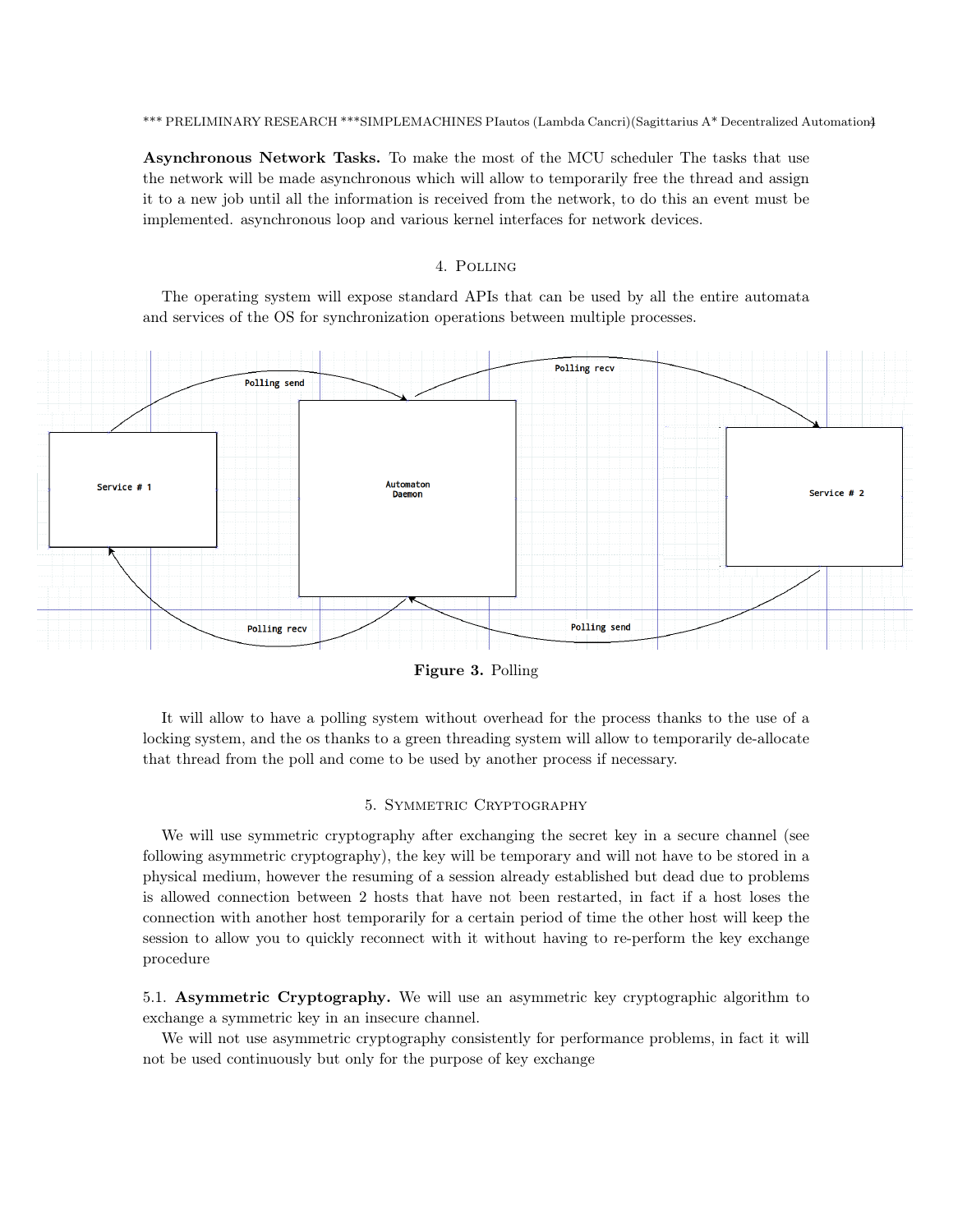**Asynchronous Network Tasks.** To make the most of the MCU scheduler The tasks that use the network will be made asynchronous which will allow to temporarily free the thread and assign it to a new job until all the information is received from the network, to do this an event must be implemented. asynchronous loop and various kernel interfaces for network devices.

## 4. Polling

The operating system will expose standard APIs that can be used by all the entire automata and services of the OS for synchronization operations between multiple processes.

**Figure 3.** Polling

It will allow to have a polling system without overhead for the process thanks to the use of a locking system, and the os thanks to a green threading system will allow to temporarily de-allocate that thread from the poll and come to be used by another process if necessary.

## 5. Symmetric Cryptography

We will use symmetric cryptography after exchanging the secret key in a secure channel (see following asymmetric cryptography), the key will be temporary and will not have to be stored in a physical medium, however the resuming of a session already established but dead due to problems is allowed connection between 2 hosts that have not been restarted, in fact if a host loses the connection with another host temporarily for a certain period of time the other host will keep the session to allow you to quickly reconnect with it without having to re-perform the key exchange procedure

5.1. **Asymmetric Cryptography.** We will use an asymmetric key cryptographic algorithm to exchange a symmetric key in an insecure channel.

We will not use asymmetric cryptography consistently for performance problems, in fact it will not be used continuously but only for the purpose of key exchange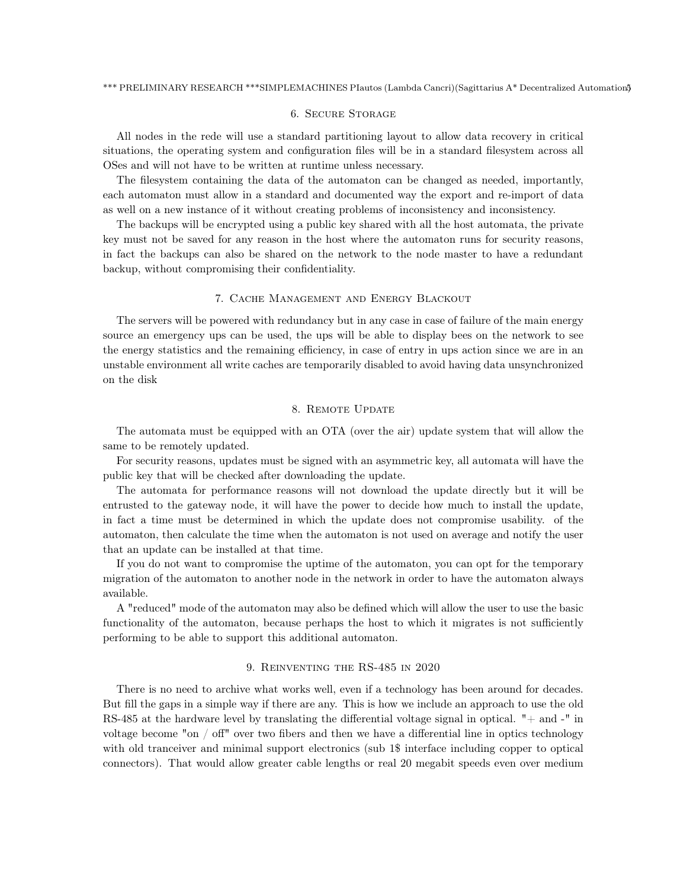## 6. Secure Storage

All nodes in the rede will use a standard partitioning layout to allow data recovery in critical situations, the operating system and configuration files will be in a standard filesystem across all OSes and will not have to be written at runtime unless necessary.

The filesystem containing the data of the automaton can be changed as needed, importantly, each automaton must allow in a standard and documented way the export and re-import of data as well on a new instance of it without creating problems of inconsistency and inconsistency.

The backups will be encrypted using a public key shared with all the host automata, the private key must not be saved for any reason in the host where the automaton runs for security reasons, in fact the backups can also be shared on the network to the node master to have a redundant backup, without compromising their confidentiality.

## 7. Cache Management and Energy Blackout

The servers will be powered with redundancy but in any case in case of failure of the main energy source an emergency ups can be used, the ups will be able to display bees on the network to see the energy statistics and the remaining efficiency, in case of entry in ups action since we are in an unstable environment all write caches are temporarily disabled to avoid having data unsynchronized on the disk

## 8. Remote Update

The automata must be equipped with an OTA (over the air) update system that will allow the same to be remotely updated.

For security reasons, updates must be signed with an asymmetric key, all automata will have the public key that will be checked after downloading the update.

The automata for performance reasons will not download the update directly but it will be entrusted to the gateway node, it will have the power to decide how much to install the update, in fact a time must be determined in which the update does not compromise usability. of the automaton, then calculate the time when the automaton is not used on average and notify the user that an update can be installed at that time.

If you do not want to compromise the uptime of the automaton, you can opt for the temporary migration of the automaton to another node in the network in order to have the automaton always available.

A "reduced" mode of the automaton may also be defined which will allow the user to use the basic functionality of the automaton, because perhaps the host to which it migrates is not sufficiently performing to be able to support this additional automaton.

## 9. Reinventing the RS-485 in 2020

There is no need to archive what works well, even if a technology has been around for decades. But fill the gaps in a simple way if there are any. This is how we include an approach to use the old RS-485 at the hardware level by translating the differential voltage signal in optical. "+ and -" in voltage become "on / off" over two fibers and then we have a differential line in optics technology with old tranceiver and minimal support electronics (sub 1$ interface including copper to optical connectors). That would allow greater cable lengths or real 20 megabit speeds even over medium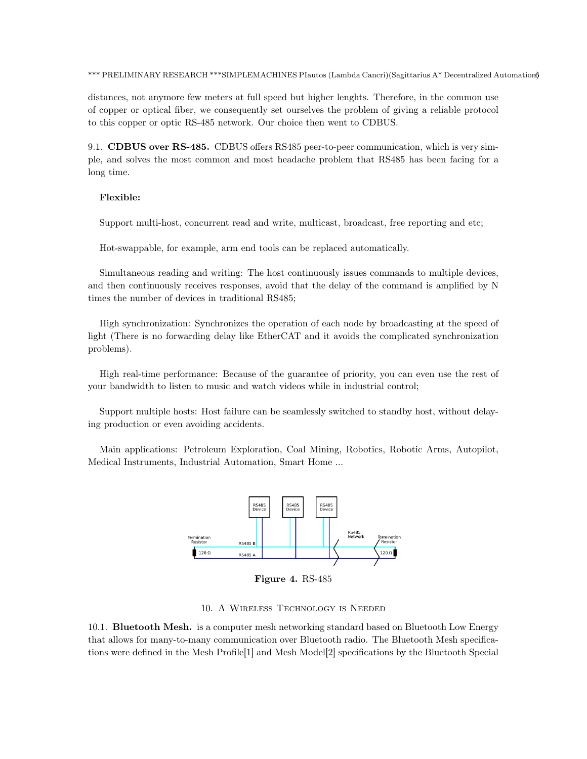distances, not anymore few meters at full speed but higher lenghts. Therefore, in the common use of copper or optical fiber, we consequently set ourselves the problem of giving a reliable protocol to this copper or optic RS-485 network. Our choice then went to CDBUS.

### 9.1. CDBUS over RS-485.

CDBUS offers RS485 peer-to-peer communication, which is very simple, and solves the most common and most headache problem that RS485 has been facing for a long time.

**Flexible:**

Support multi-host, concurrent read and write, multicast, broadcast, free reporting and etc;

Hot-swappable, for example, arm end tools can be replaced automatically.

Simultaneous reading and writing: The host continuously issues commands to multiple devices, and then continuously receives responses, avoid that the delay of the command is amplified by N times the number of devices in traditional RS485;

High synchronization: Synchronizes the operation of each node by broadcasting at the speed of light (There is no forwarding delay like EtherCAT and it avoids the complicated synchronization problems).

High real-time performance: Because of the guarantee of priority, you can even use the rest of your bandwidth to listen to music and watch videos while in industrial control;

Support multiple hosts: Host failure can be seamlessly switched to standby host, without delaying production or even avoiding accidents.

Main applications: Petroleum Exploration, Coal Mining, Robotics, Robotic Arms, Autopilot, Medical Instruments, Industrial Automation, Smart Home ...

**Figure 4.** RS-485

## 10. A Wireless Technology is Needed

### 10.1. Bluetooth Mesh.

is a computer mesh networking standard based on Bluetooth Low Energy that allows for many-to-many communication over Bluetooth radio. The Bluetooth Mesh specifications were defined in the Mesh Profile[1] and Mesh Model[2] specifications by the Bluetooth Special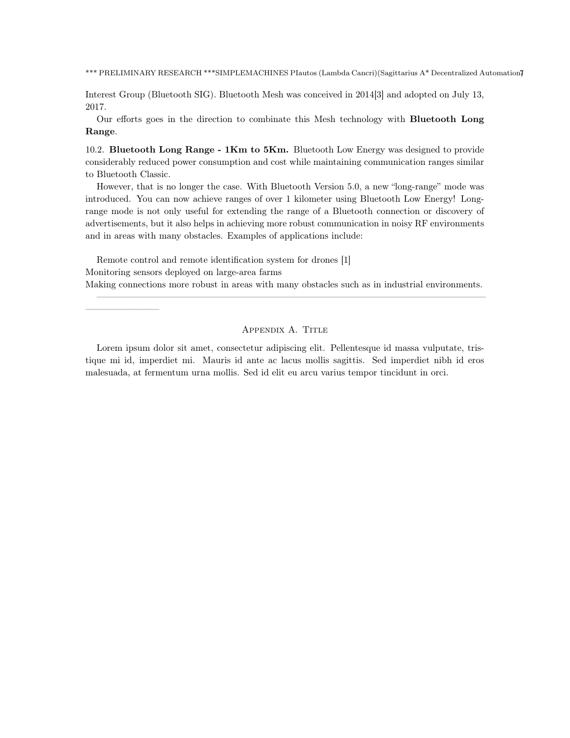Interest Group (Bluetooth SIG). Bluetooth Mesh was conceived in 2014[3] and adopted on July 13, 2017.

Our efforts goes in the direction to combinate this Mesh technology with **Bluetooth Long Range**.

10.2. **Bluetooth Long Range - 1Km to 5Km.** Bluetooth Low Energy was designed to provide considerably reduced power consumption and cost while maintaining communication ranges similar to Bluetooth Classic.

However, that is no longer the case. With Bluetooth Version 5.0, a new "long-range" mode was introduced. You can now achieve ranges of over 1 kilometer using Bluetooth Low Energy! Long-range mode is not only useful for extending the range of a Bluetooth connection or discovery of advertisements, but it also helps in achieving more robust communication in noisy RF environments and in areas with many obstacles. Examples of applications include:

Remote control and remote identification system for drones [1]
Monitoring sensors deployed on large-area farms
Making connections more robust in areas with many obstacles such as in industrial environments.

---

## Appendix A. Title

Lorem ipsum dolor sit amet, consectetur adipiscing elit. Pellentesque id massa vulputate, tristique mi id, imperdiet mi. Mauris id ante ac lacus mollis sagittis. Sed imperdiet nibh id eros malesuada, at fermentum urna mollis. Sed id elit eu arcu varius tempor tincidunt in orci.